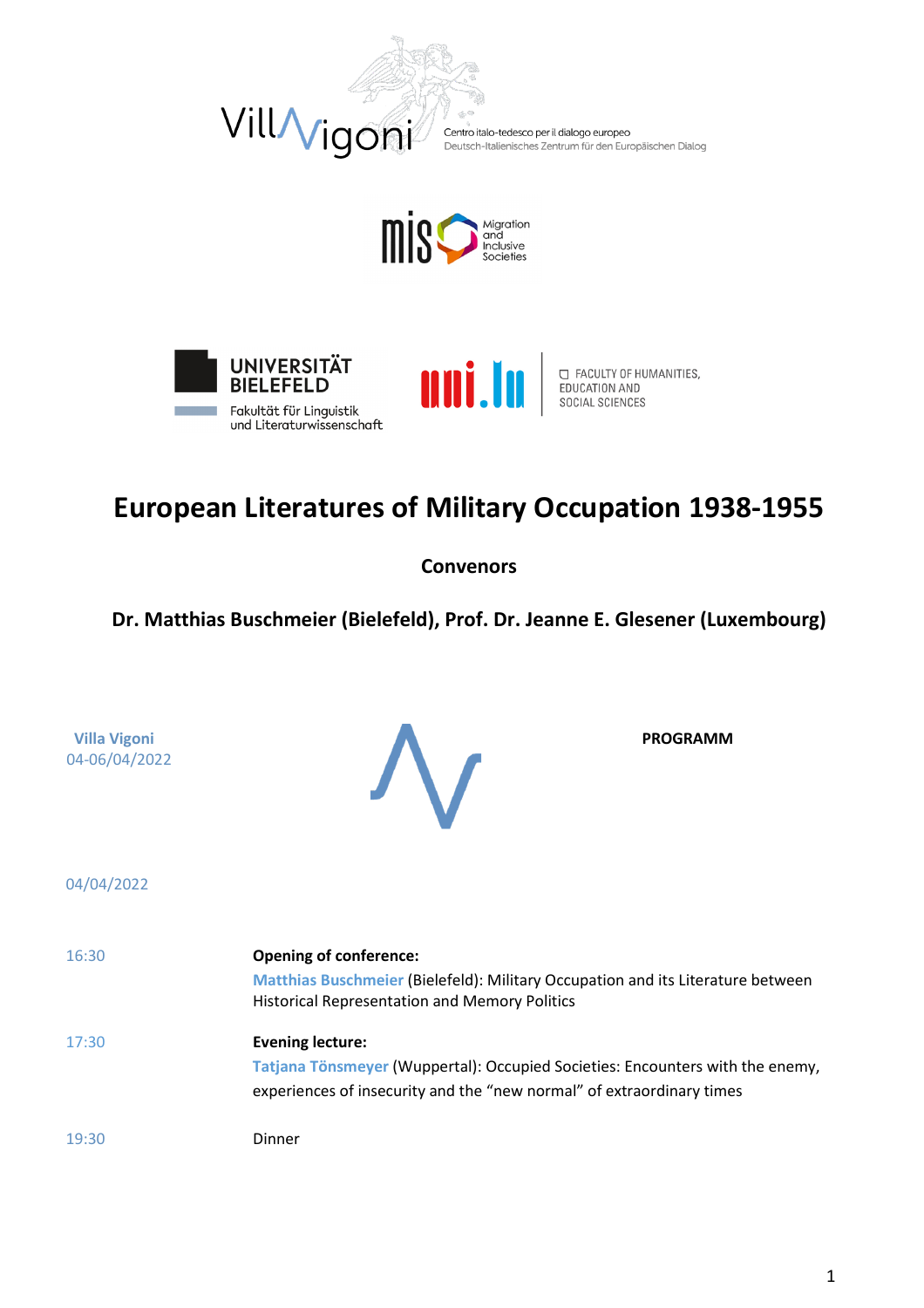Centro italo-tedesco per il dialogo europeo
Deutsch-Italienisches Zentrum für den Europäischen Dialog

Migration and Inclusive Societies

UNIVERSITÄT BIELEFELD
Fakultät für Linguistik und Literaturwissenschaft

FACULTY OF HUMANITIES, EDUCATION AND SOCIAL SCIENCES

# European Literatures of Military Occupation 1938-1955

**Convenors**

**Dr. Matthias Buschmeier (Bielefeld), Prof. Dr. Jeanne E. Glesener (Luxembourg)**

**Villa Vigoni**
04-06/04/2022

**PROGRAMM**

04/04/2022

| | |
|---|---|
| 16:30 | **Opening of conference:**<br>Matthias Buschmeier (Bielefeld): Military Occupation and its Literature between Historical Representation and Memory Politics |
| 17:30 | **Evening lecture:**<br>Tatjana Tönsmeyer (Wuppertal): Occupied Societies: Encounters with the enemy, experiences of insecurity and the "new normal" of extraordinary times |
| 19:30 | Dinner |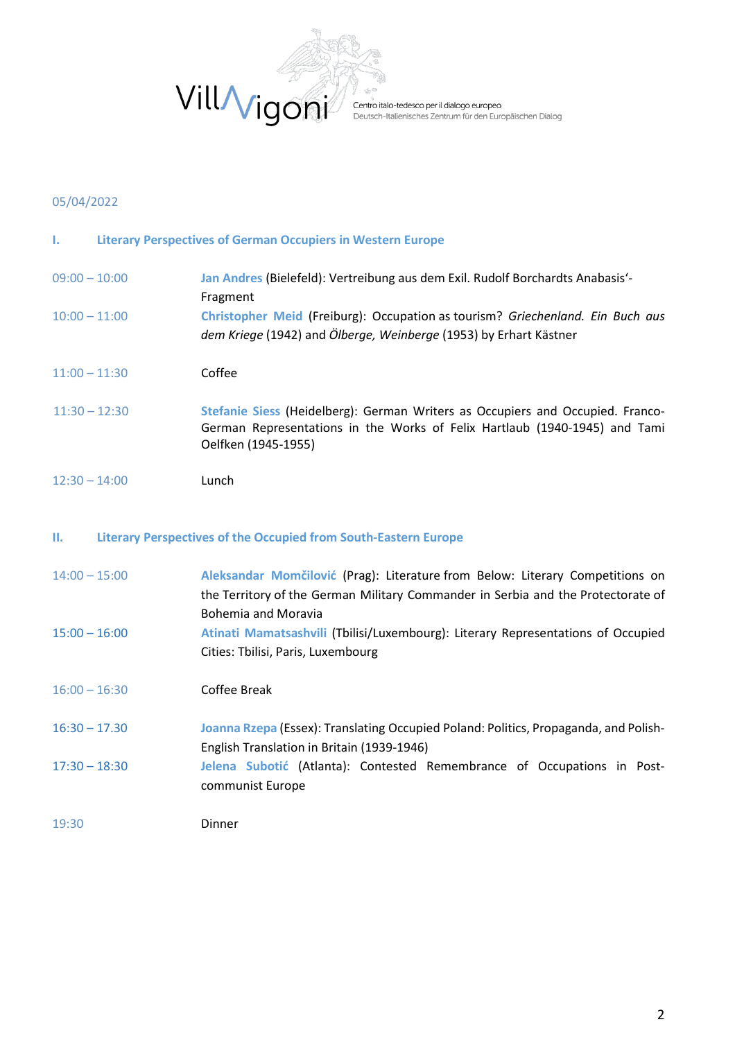05/04/2022

## I. Literary Perspectives of German Occupiers in Western Europe

| | |
|---|---|
| 09:00 – 10:00 | **Jan Andres** (Bielefeld): Vertreibung aus dem Exil. Rudolf Borchardts Anabasis'-Fragment |
| 10:00 – 11:00 | **Christopher Meid** (Freiburg): Occupation as tourism? *Griechenland. Ein Buch aus dem Kriege* (1942) and *Ölberge, Weinberge* (1953) by Erhart Kästner |
| 11:00 – 11:30 | Coffee |
| 11:30 – 12:30 | **Stefanie Siess** (Heidelberg): German Writers as Occupiers and Occupied. Franco-German Representations in the Works of Felix Hartlaub (1940-1945) and Tami Oelfken (1945-1955) |
| 12:30 – 14:00 | Lunch |

## II. Literary Perspectives of the Occupied from South-Eastern Europe

| | |
|---|---|
| 14:00 – 15:00 | **Aleksandar Momčilović** (Prag): Literature from Below: Literary Competitions on the Territory of the German Military Commander in Serbia and the Protectorate of Bohemia and Moravia |
| 15:00 – 16:00 | **Atinati Mamatsashvili** (Tbilisi/Luxembourg): Literary Representations of Occupied Cities: Tbilisi, Paris, Luxembourg |
| 16:00 – 16:30 | Coffee Break |
| 16:30 – 17.30 | **Joanna Rzepa** (Essex): Translating Occupied Poland: Politics, Propaganda, and Polish-English Translation in Britain (1939-1946) |
| 17:30 – 18:30 | **Jelena Subotić** (Atlanta): Contested Remembrance of Occupations in Post-communist Europe |
| 19:30 | Dinner |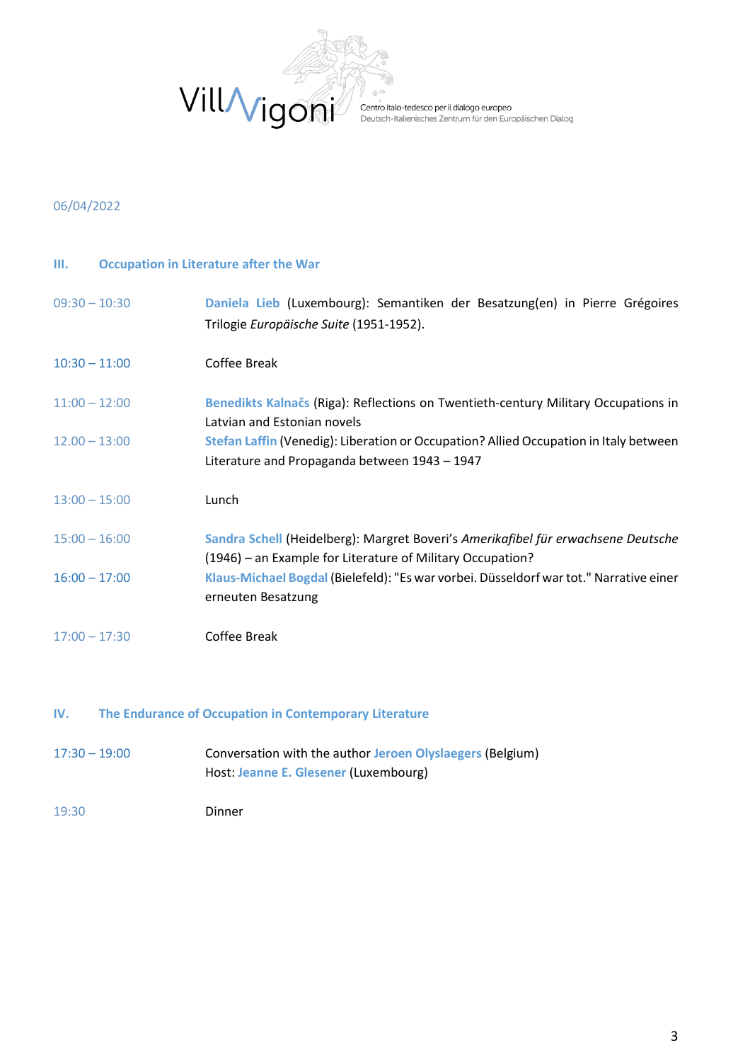Villa Vigoni

Centro italo-tedesco per il dialogo europeo
Deutsch-Italienisches Zentrum für den Europäischen Dialog

06/04/2022

## III. Occupation in Literature after the War

| | |
|---|---|
| 09:30 – 10:30 | **Daniela Lieb** (Luxembourg): Semantiken der Besatzung(en) in Pierre Grégoires Trilogie *Europäische Suite* (1951-1952). |
| 10:30 – 11:00 | Coffee Break |
| 11:00 – 12:00 | **Benedikts Kalnačs** (Riga): Reflections on Twentieth-century Military Occupations in Latvian and Estonian novels |
| 12.00 – 13:00 | **Stefan Laffin** (Venedig): Liberation or Occupation? Allied Occupation in Italy between Literature and Propaganda between 1943 – 1947 |
| 13:00 – 15:00 | Lunch |
| 15:00 – 16:00 | **Sandra Schell** (Heidelberg): Margret Boveri's *Amerikafibel für erwachsene Deutsche* (1946) – an Example for Literature of Military Occupation? |
| 16:00 – 17:00 | **Klaus-Michael Bogdal** (Bielefeld): "Es war vorbei. Düsseldorf war tot." Narrative einer erneuten Besatzung |
| 17:00 – 17:30 | Coffee Break |

## IV. The Endurance of Occupation in Contemporary Literature

| | |
|---|---|
| 17:30 – 19:00 | Conversation with the author **Jeroen Olyslaegers** (Belgium)<br>Host: **Jeanne E. Glesener** (Luxembourg) |
| 19:30 | Dinner |